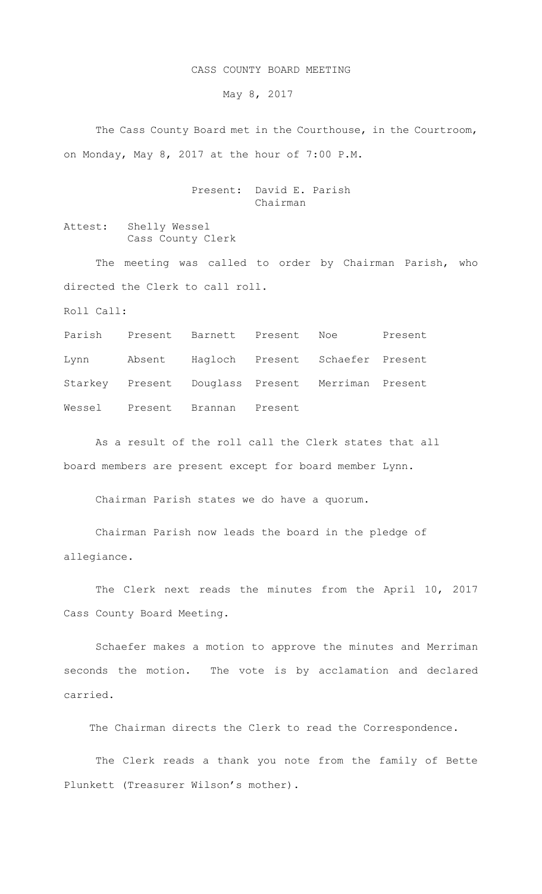# CASS COUNTY BOARD MEETING

## May 8, 2017

The Cass County Board met in the Courthouse, in the Courtroom, on Monday, May 8, 2017 at the hour of 7:00 P.M.

Present: David E. Parish
Chairman

Attest: Shelly Wessel
Cass County Clerk

The meeting was called to order by Chairman Parish, who directed the Clerk to call roll.

Roll Call:

| | | | | | |
|---|---|---|---|---|---|
| Parish | Present | Barnett | Present | Noe | Present |
| Lynn | Absent | Hagloch | Present | Schaefer | Present |
| Starkey | Present | Douglass | Present | Merriman | Present |
| Wessel | Present | Brannan | Present | | |

As a result of the roll call the Clerk states that all board members are present except for board member Lynn.

Chairman Parish states we do have a quorum.

Chairman Parish now leads the board in the pledge of allegiance.

The Clerk next reads the minutes from the April 10, 2017 Cass County Board Meeting.

Schaefer makes a motion to approve the minutes and Merriman seconds the motion. The vote is by acclamation and declared carried.

The Chairman directs the Clerk to read the Correspondence.

The Clerk reads a thank you note from the family of Bette Plunkett (Treasurer Wilson's mother).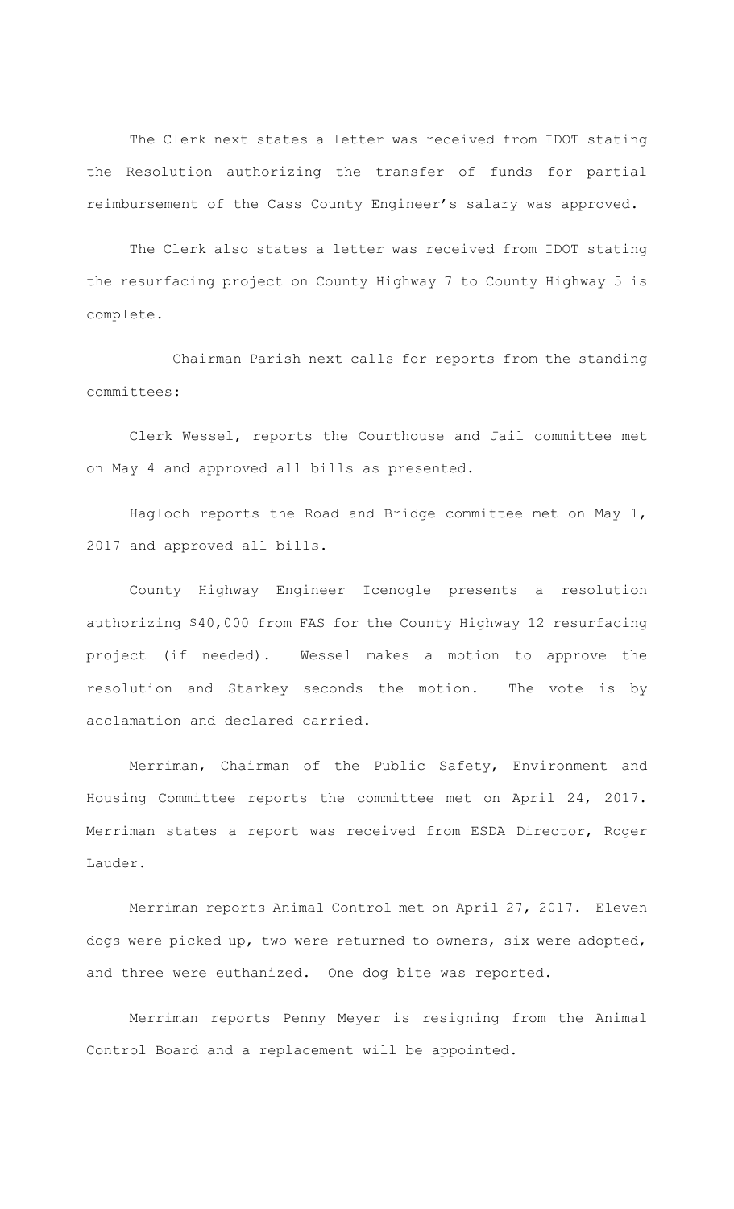The Clerk next states a letter was received from IDOT stating the Resolution authorizing the transfer of funds for partial reimbursement of the Cass County Engineer's salary was approved.

The Clerk also states a letter was received from IDOT stating the resurfacing project on County Highway 7 to County Highway 5 is complete.

Chairman Parish next calls for reports from the standing committees:

Clerk Wessel, reports the Courthouse and Jail committee met on May 4 and approved all bills as presented.

Hagloch reports the Road and Bridge committee met on May 1, 2017 and approved all bills.

County Highway Engineer Icenogle presents a resolution authorizing $40,000 from FAS for the County Highway 12 resurfacing project (if needed). Wessel makes a motion to approve the resolution and Starkey seconds the motion. The vote is by acclamation and declared carried.

Merriman, Chairman of the Public Safety, Environment and Housing Committee reports the committee met on April 24, 2017. Merriman states a report was received from ESDA Director, Roger Lauder.

Merriman reports Animal Control met on April 27, 2017. Eleven dogs were picked up, two were returned to owners, six were adopted, and three were euthanized. One dog bite was reported.

Merriman reports Penny Meyer is resigning from the Animal Control Board and a replacement will be appointed.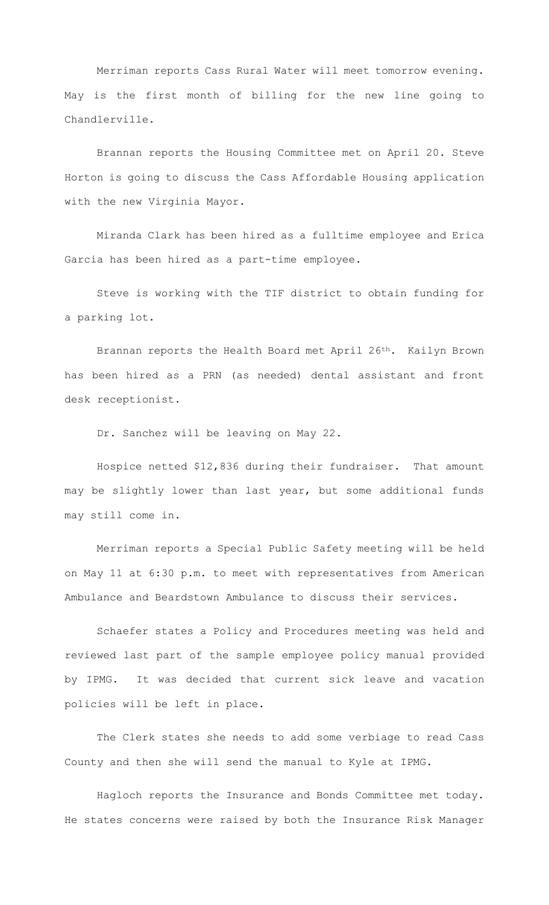Merriman reports Cass Rural Water will meet tomorrow evening. May is the first month of billing for the new line going to Chandlerville.

Brannan reports the Housing Committee met on April 20. Steve Horton is going to discuss the Cass Affordable Housing application with the new Virginia Mayor.

Miranda Clark has been hired as a fulltime employee and Erica Garcia has been hired as a part-time employee.

Steve is working with the TIF district to obtain funding for a parking lot.

Brannan reports the Health Board met April 26th. Kailyn Brown has been hired as a PRN (as needed) dental assistant and front desk receptionist.

Dr. Sanchez will be leaving on May 22.

Hospice netted $12,836 during their fundraiser. That amount may be slightly lower than last year, but some additional funds may still come in.

Merriman reports a Special Public Safety meeting will be held on May 11 at 6:30 p.m. to meet with representatives from American Ambulance and Beardstown Ambulance to discuss their services.

Schaefer states a Policy and Procedures meeting was held and reviewed last part of the sample employee policy manual provided by IPMG. It was decided that current sick leave and vacation policies will be left in place.

The Clerk states she needs to add some verbiage to read Cass County and then she will send the manual to Kyle at IPMG.

Hagloch reports the Insurance and Bonds Committee met today. He states concerns were raised by both the Insurance Risk Manager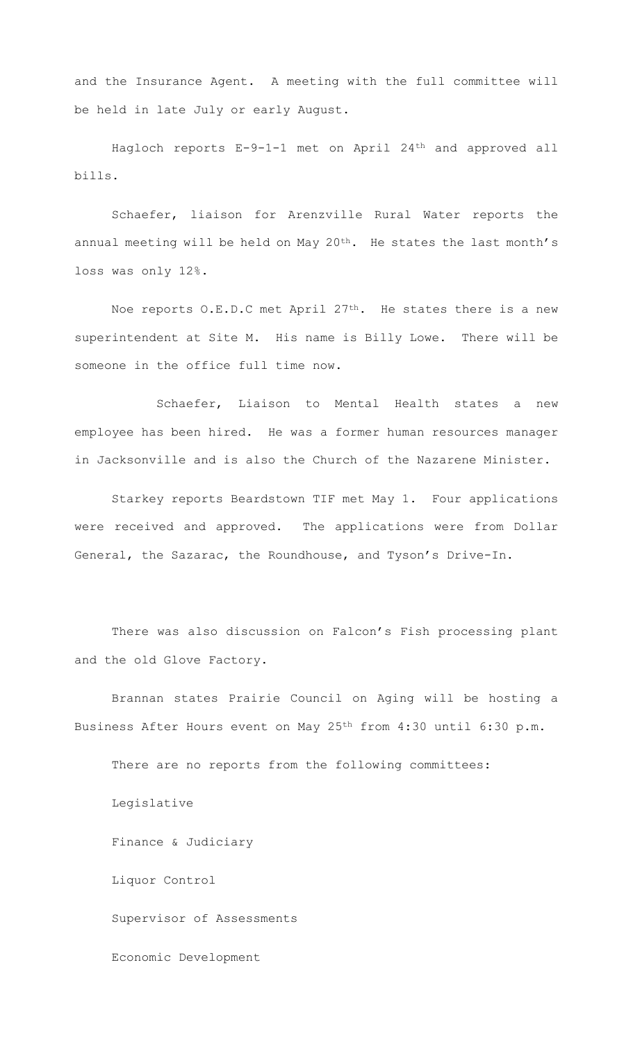and the Insurance Agent. A meeting with the full committee will be held in late July or early August.

Hagloch reports E-9-1-1 met on April 24th and approved all bills.

Schaefer, liaison for Arenzville Rural Water reports the annual meeting will be held on May 20th. He states the last month's loss was only 12%.

Noe reports O.E.D.C met April 27th. He states there is a new superintendent at Site M. His name is Billy Lowe. There will be someone in the office full time now.

Schaefer, Liaison to Mental Health states a new employee has been hired. He was a former human resources manager in Jacksonville and is also the Church of the Nazarene Minister.

Starkey reports Beardstown TIF met May 1. Four applications were received and approved. The applications were from Dollar General, the Sazarac, the Roundhouse, and Tyson's Drive-In.

There was also discussion on Falcon's Fish processing plant and the old Glove Factory.

Brannan states Prairie Council on Aging will be hosting a Business After Hours event on May 25th from 4:30 until 6:30 p.m.

There are no reports from the following committees:

Legislative

Finance & Judiciary

Liquor Control

Supervisor of Assessments

Economic Development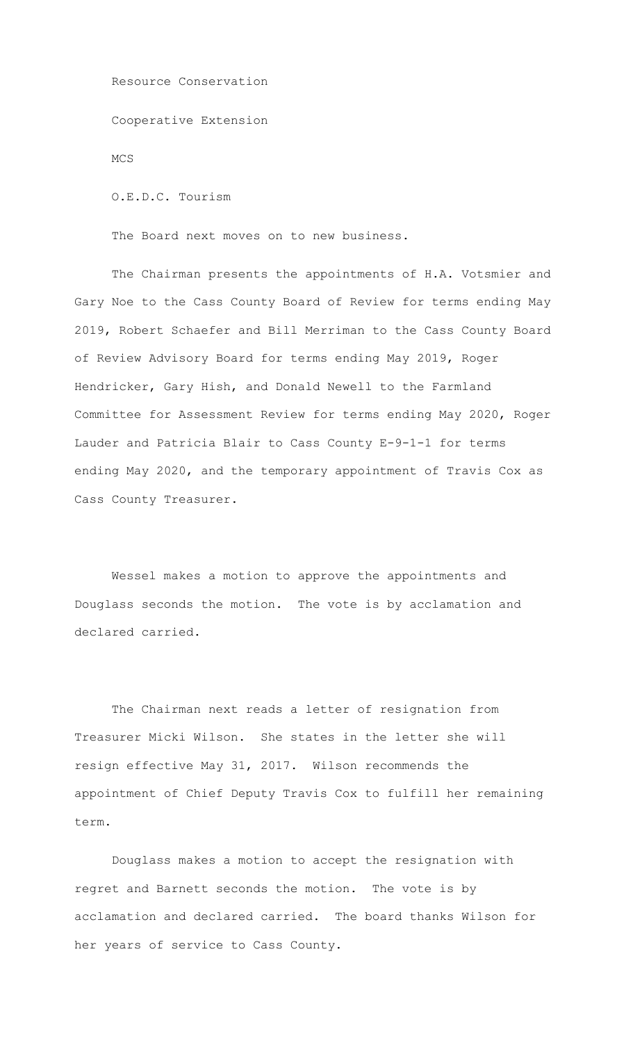Resource Conservation

Cooperative Extension

MCS

O.E.D.C. Tourism

The Board next moves on to new business.

The Chairman presents the appointments of H.A. Votsmier and Gary Noe to the Cass County Board of Review for terms ending May 2019, Robert Schaefer and Bill Merriman to the Cass County Board of Review Advisory Board for terms ending May 2019, Roger Hendricker, Gary Hish, and Donald Newell to the Farmland Committee for Assessment Review for terms ending May 2020, Roger Lauder and Patricia Blair to Cass County E-9-1-1 for terms ending May 2020, and the temporary appointment of Travis Cox as Cass County Treasurer.

Wessel makes a motion to approve the appointments and Douglass seconds the motion. The vote is by acclamation and declared carried.

The Chairman next reads a letter of resignation from Treasurer Micki Wilson. She states in the letter she will resign effective May 31, 2017. Wilson recommends the appointment of Chief Deputy Travis Cox to fulfill her remaining term.

Douglass makes a motion to accept the resignation with regret and Barnett seconds the motion. The vote is by acclamation and declared carried. The board thanks Wilson for her years of service to Cass County.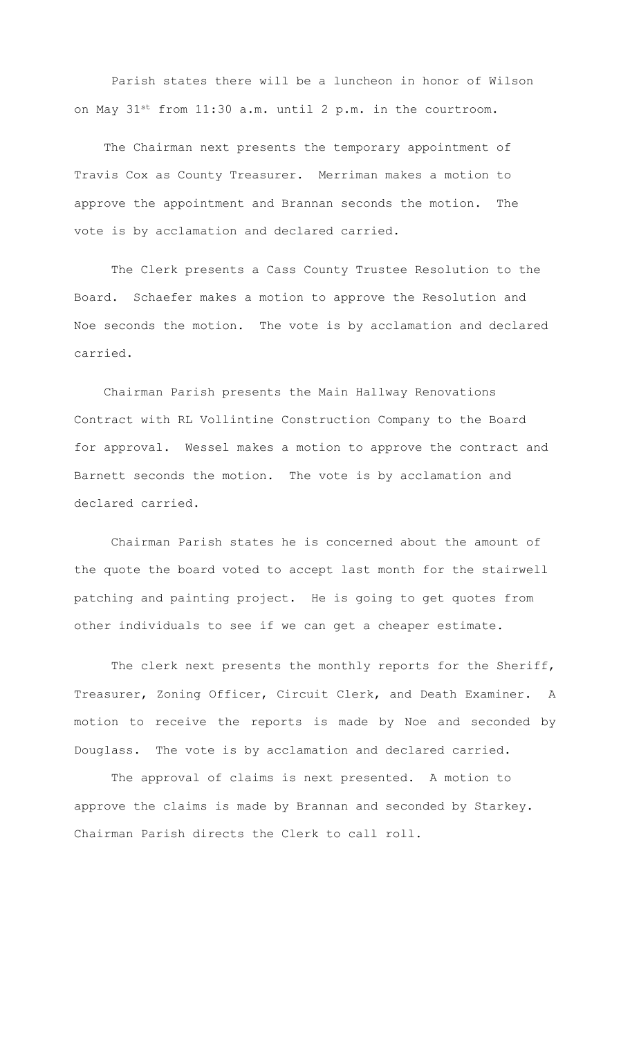Parish states there will be a luncheon in honor of Wilson on May 31st from 11:30 a.m. until 2 p.m. in the courtroom.

The Chairman next presents the temporary appointment of Travis Cox as County Treasurer. Merriman makes a motion to approve the appointment and Brannan seconds the motion. The vote is by acclamation and declared carried.

The Clerk presents a Cass County Trustee Resolution to the Board. Schaefer makes a motion to approve the Resolution and Noe seconds the motion. The vote is by acclamation and declared carried.

Chairman Parish presents the Main Hallway Renovations Contract with RL Vollintine Construction Company to the Board for approval. Wessel makes a motion to approve the contract and Barnett seconds the motion. The vote is by acclamation and declared carried.

Chairman Parish states he is concerned about the amount of the quote the board voted to accept last month for the stairwell patching and painting project. He is going to get quotes from other individuals to see if we can get a cheaper estimate.

The clerk next presents the monthly reports for the Sheriff, Treasurer, Zoning Officer, Circuit Clerk, and Death Examiner. A motion to receive the reports is made by Noe and seconded by Douglass. The vote is by acclamation and declared carried.

The approval of claims is next presented. A motion to approve the claims is made by Brannan and seconded by Starkey. Chairman Parish directs the Clerk to call roll.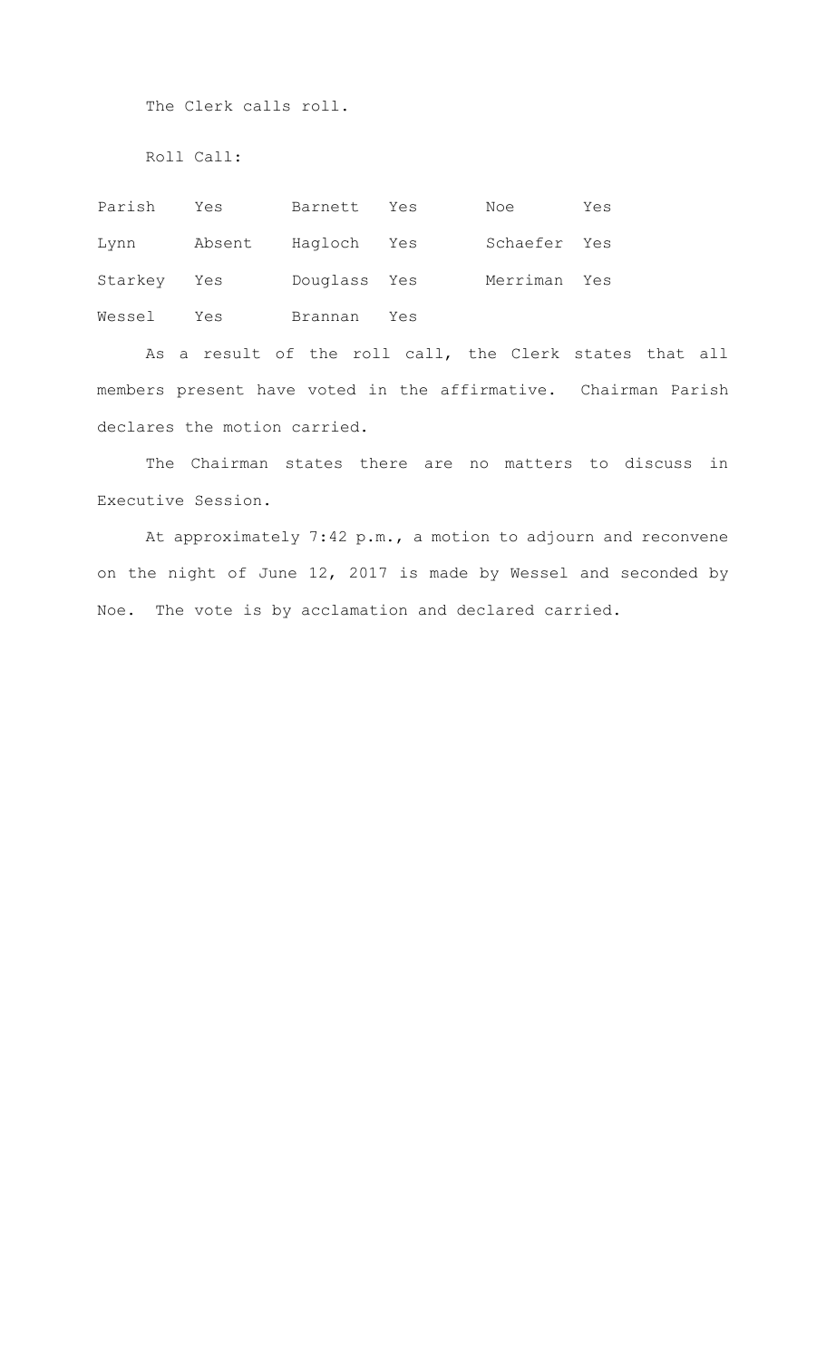The Clerk calls roll.

Roll Call:

| | | | | | |
|---|---|---|---|---|---|
| Parish | Yes | Barnett | Yes | Noe | Yes |
| Lynn | Absent | Hagloch | Yes | Schaefer | Yes |
| Starkey | Yes | Douglass | Yes | Merriman | Yes |
| Wessel | Yes | Brannan | Yes | | |

As a result of the roll call, the Clerk states that all members present have voted in the affirmative. Chairman Parish declares the motion carried.

The Chairman states there are no matters to discuss in Executive Session.

At approximately 7:42 p.m., a motion to adjourn and reconvene on the night of June 12, 2017 is made by Wessel and seconded by Noe. The vote is by acclamation and declared carried.